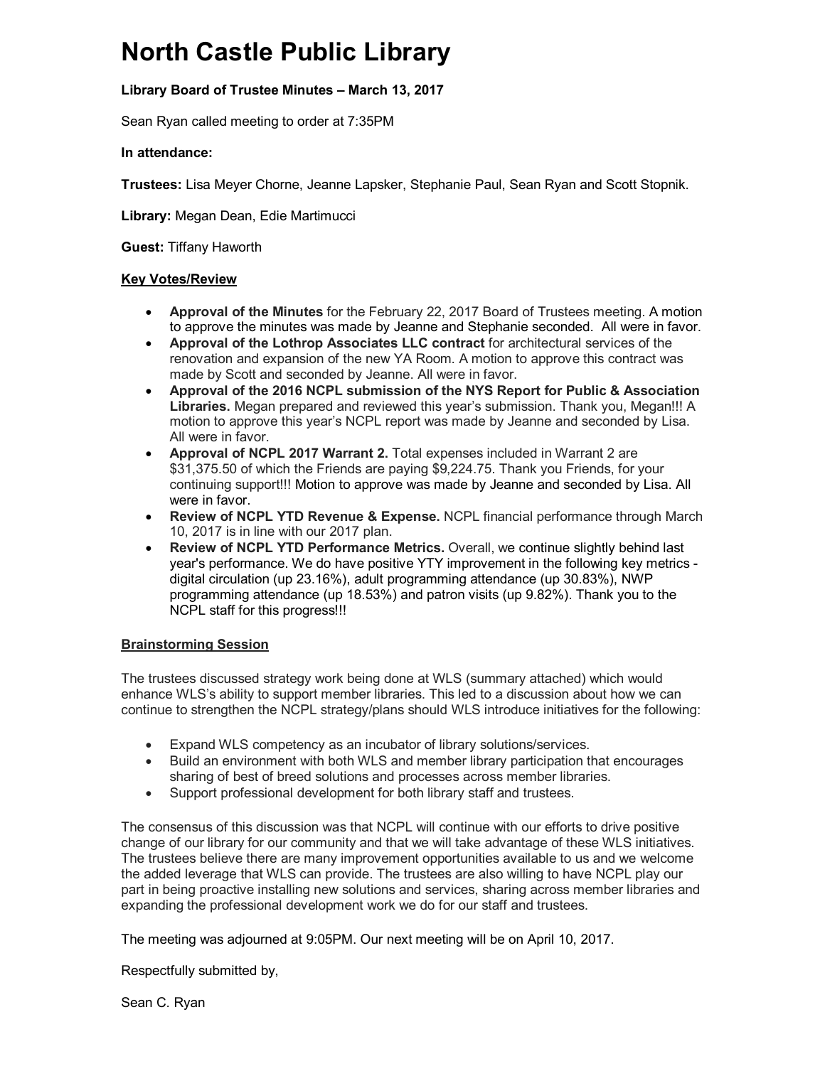# North Castle Public Library

**Library Board of Trustee Minutes – March 13, 2017**

Sean Ryan called meeting to order at 7:35PM

**In attendance:**

**Trustees:** Lisa Meyer Chorne, Jeanne Lapsker, Stephanie Paul, Sean Ryan and Scott Stopnik.

**Library:** Megan Dean, Edie Martimucci

**Guest:** Tiffany Haworth

**Key Votes/Review**

- **Approval of the Minutes** for the February 22, 2017 Board of Trustees meeting. A motion to approve the minutes was made by Jeanne and Stephanie seconded. All were in favor.
- **Approval of the Lothrop Associates LLC contract** for architectural services of the renovation and expansion of the new YA Room. A motion to approve this contract was made by Scott and seconded by Jeanne. All were in favor.
- **Approval of the 2016 NCPL submission of the NYS Report for Public & Association Libraries.** Megan prepared and reviewed this year's submission. Thank you, Megan!!! A motion to approve this year's NCPL report was made by Jeanne and seconded by Lisa. All were in favor.
- **Approval of NCPL 2017 Warrant 2.** Total expenses included in Warrant 2 are $31,375.50 of which the Friends are paying $9,224.75. Thank you Friends, for your continuing support!!! Motion to approve was made by Jeanne and seconded by Lisa. All were in favor.
- **Review of NCPL YTD Revenue & Expense.** NCPL financial performance through March 10, 2017 is in line with our 2017 plan.
- **Review of NCPL YTD Performance Metrics.** Overall, we continue slightly behind last year's performance. We do have positive YTY improvement in the following key metrics - digital circulation (up 23.16%), adult programming attendance (up 30.83%), NWP programming attendance (up 18.53%) and patron visits (up 9.82%). Thank you to the NCPL staff for this progress!!!

**Brainstorming Session**

The trustees discussed strategy work being done at WLS (summary attached) which would enhance WLS's ability to support member libraries. This led to a discussion about how we can continue to strengthen the NCPL strategy/plans should WLS introduce initiatives for the following:

- Expand WLS competency as an incubator of library solutions/services.
- Build an environment with both WLS and member library participation that encourages sharing of best of breed solutions and processes across member libraries.
- Support professional development for both library staff and trustees.

The consensus of this discussion was that NCPL will continue with our efforts to drive positive change of our library for our community and that we will take advantage of these WLS initiatives. The trustees believe there are many improvement opportunities available to us and we welcome the added leverage that WLS can provide. The trustees are also willing to have NCPL play our part in being proactive installing new solutions and services, sharing across member libraries and expanding the professional development work we do for our staff and trustees.

The meeting was adjourned at 9:05PM. Our next meeting will be on April 10, 2017.

Respectfully submitted by,

Sean C. Ryan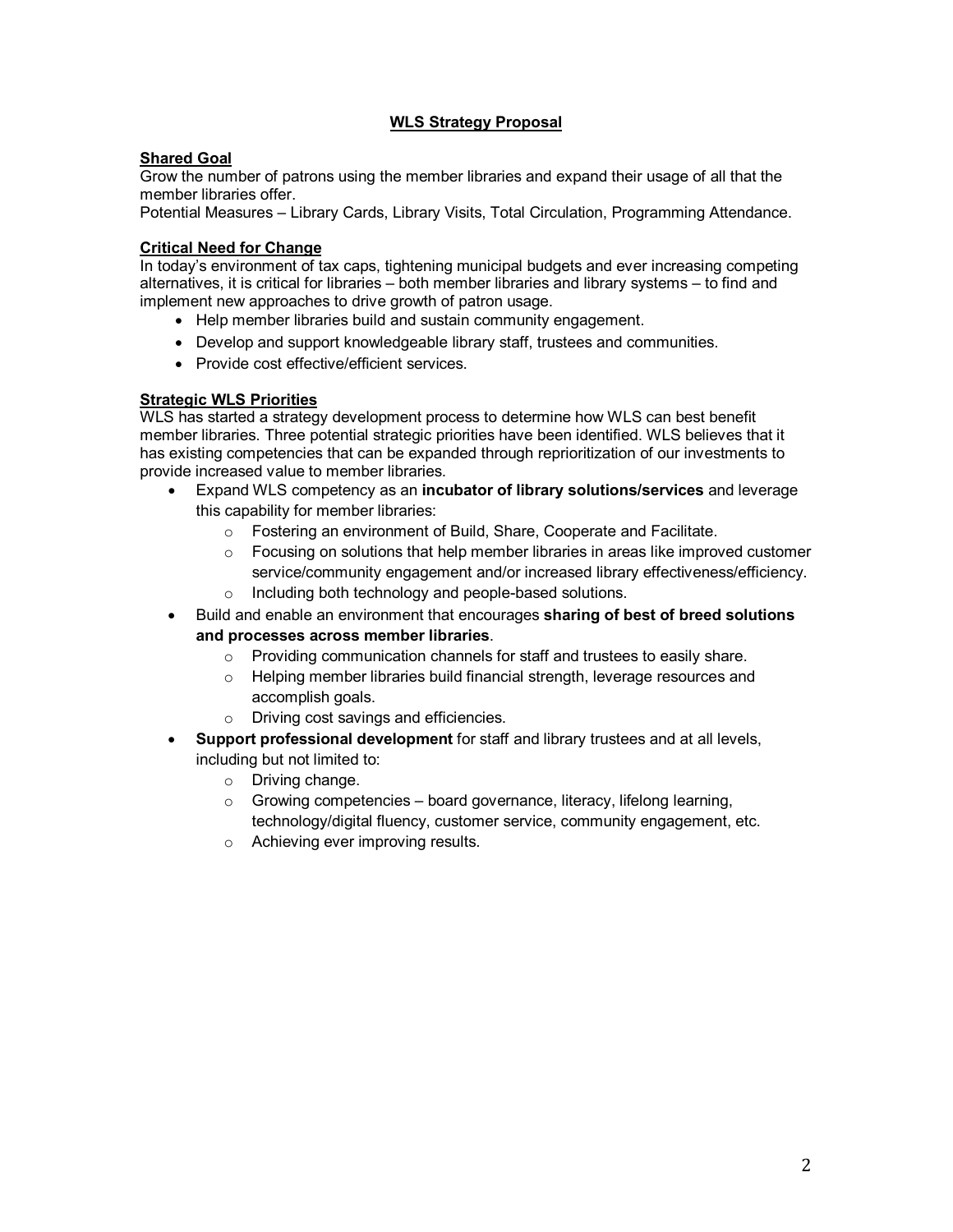# WLS Strategy Proposal

## Shared Goal

Grow the number of patrons using the member libraries and expand their usage of all that the member libraries offer.
Potential Measures – Library Cards, Library Visits, Total Circulation, Programming Attendance.

## Critical Need for Change

In today's environment of tax caps, tightening municipal budgets and ever increasing competing alternatives, it is critical for libraries – both member libraries and library systems – to find and implement new approaches to drive growth of patron usage.

- Help member libraries build and sustain community engagement.
- Develop and support knowledgeable library staff, trustees and communities.
- Provide cost effective/efficient services.

## Strategic WLS Priorities

WLS has started a strategy development process to determine how WLS can best benefit member libraries. Three potential strategic priorities have been identified. WLS believes that it has existing competencies that can be expanded through reprioritization of our investments to provide increased value to member libraries.

- Expand WLS competency as an **incubator of library solutions/services** and leverage this capability for member libraries:
    - Fostering an environment of Build, Share, Cooperate and Facilitate.
    - Focusing on solutions that help member libraries in areas like improved customer service/community engagement and/or increased library effectiveness/efficiency.
    - Including both technology and people-based solutions.
- Build and enable an environment that encourages **sharing of best of breed solutions and processes across member libraries**.
    - Providing communication channels for staff and trustees to easily share.
    - Helping member libraries build financial strength, leverage resources and accomplish goals.
    - Driving cost savings and efficiencies.
- **Support professional development** for staff and library trustees and at all levels, including but not limited to:
    - Driving change.
    - Growing competencies – board governance, literacy, lifelong learning, technology/digital fluency, customer service, community engagement, etc.
    - Achieving ever improving results.